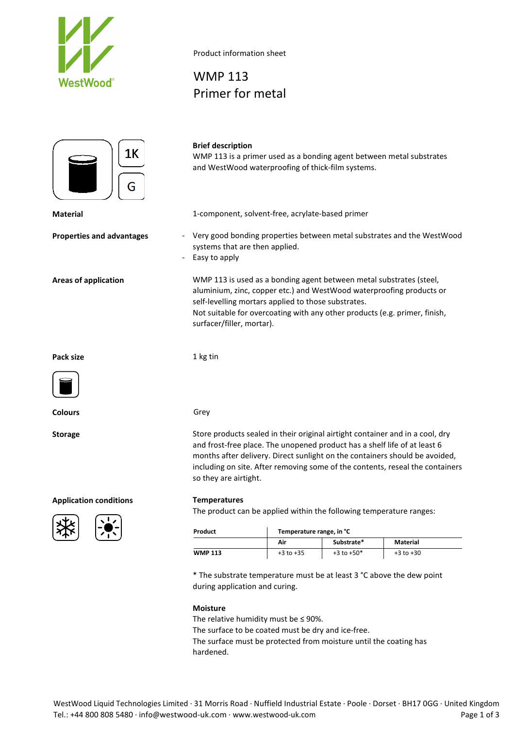Product information sheet

# WMP 113
# Primer for metal

1K

G

**Brief description**

WMP 113 is a primer used as a bonding agent between metal substrates and WestWood waterproofing of thick-film systems.

**Material**

1-component, solvent-free, acrylate-based primer

**Properties and advantages**

- Very good bonding properties between metal substrates and the WestWood systems that are then applied.
- Easy to apply

**Areas of application**

WMP 113 is used as a bonding agent between metal substrates (steel, aluminium, zinc, copper etc.) and WestWood waterproofing products or self-levelling mortars applied to those substrates.
Not suitable for overcoating with any other products (e.g. primer, finish, surfacer/filler, mortar).

**Pack size**

1 kg tin

**Colours**

Grey

**Storage**

Store products sealed in their original airtight container and in a cool, dry and frost-free place. The unopened product has a shelf life of at least 6 months after delivery. Direct sunlight on the containers should be avoided, including on site. After removing some of the contents, reseal the containers so they are airtight.

**Application conditions**

**Temperatures**

The product can be applied within the following temperature ranges:

| Product | Temperature range, in °C | | |
|---|---|---|---|
| | Air | Substrate* | Material |
| WMP 113 | +3 to +35 | +3 to +50* | +3 to +30 |

* The substrate temperature must be at least 3 °C above the dew point during application and curing.

**Moisture**

The relative humidity must be ≤ 90%.
The surface to be coated must be dry and ice-free.
The surface must be protected from moisture until the coating has hardened.

WestWood Liquid Technologies Limited · 31 Morris Road · Nuffield Industrial Estate · Poole · Dorset · BH17 0GG · United Kingdom
Tel.: +44 800 808 5480 · info@westwood-uk.com · www.westwood-uk.com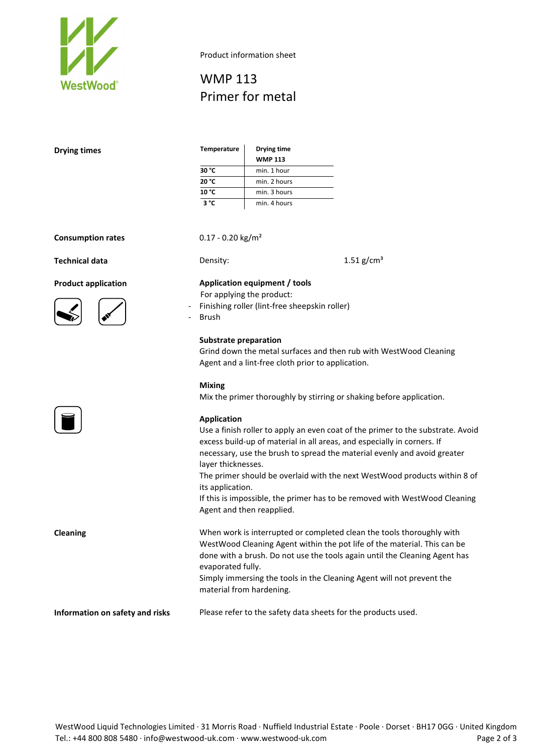Product information sheet

# WMP 113
# Primer for metal

## Drying times

| Temperature | Drying time WMP 113 |
|---|---|
| 30 °C | min. 1 hour |
| 20 °C | min. 2 hours |
| 10 °C | min. 3 hours |
| 3 °C | min. 4 hours |

## Consumption rates

0.17 - 0.20 kg/m²

## Technical data

Density: 1.51 g/cm³

## Product application

### Application equipment / tools

For applying the product:

- Finishing roller (lint-free sheepskin roller)
- Brush

### Substrate preparation

Grind down the metal surfaces and then rub with WestWood Cleaning Agent and a lint-free cloth prior to application.

### Mixing

Mix the primer thoroughly by stirring or shaking before application.

### Application

Use a finish roller to apply an even coat of the primer to the substrate. Avoid excess build-up of material in all areas, and especially in corners. If necessary, use the brush to spread the material evenly and avoid greater layer thicknesses.
The primer should be overlaid with the next WestWood products within 8 of its application.
If this is impossible, the primer has to be removed with WestWood Cleaning Agent and then reapplied.

## Cleaning

When work is interrupted or completed clean the tools thoroughly with WestWood Cleaning Agent within the pot life of the material. This can be done with a brush. Do not use the tools again until the Cleaning Agent has evaporated fully.
Simply immersing the tools in the Cleaning Agent will not prevent the material from hardening.

## Information on safety and risks

Please refer to the safety data sheets for the products used.

WestWood Liquid Technologies Limited · 31 Morris Road · Nuffield Industrial Estate · Poole · Dorset · BH17 0GG · United Kingdom
Tel.: +44 800 808 5480 · info@westwood-uk.com · www.westwood-uk.com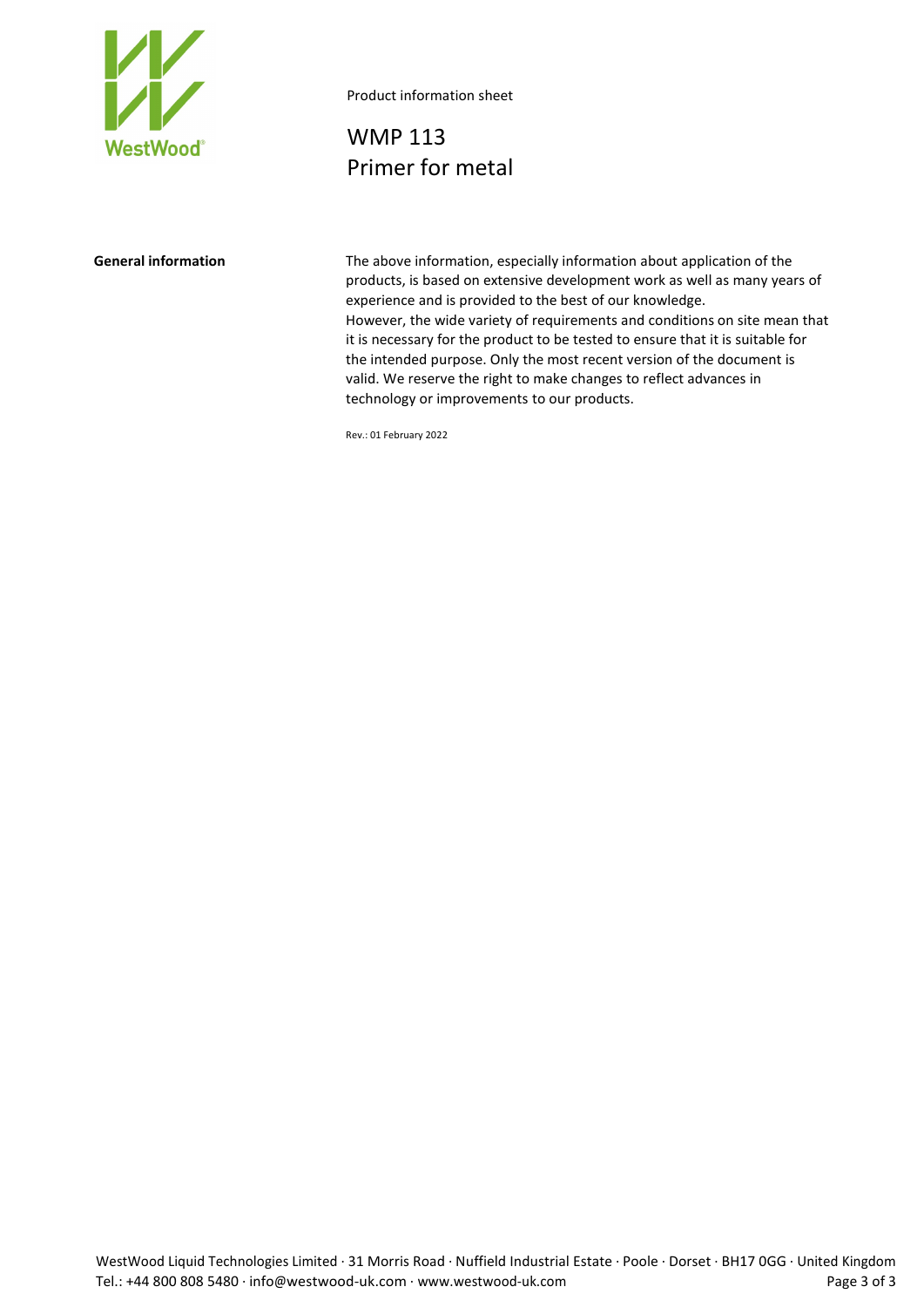Product information sheet

# WMP 113
# Primer for metal

**General information**

The above information, especially information about application of the products, is based on extensive development work as well as many years of experience and is provided to the best of our knowledge.
However, the wide variety of requirements and conditions on site mean that it is necessary for the product to be tested to ensure that it is suitable for the intended purpose. Only the most recent version of the document is valid. We reserve the right to make changes to reflect advances in technology or improvements to our products.

Rev.: 01 February 2022

WestWood Liquid Technologies Limited · 31 Morris Road · Nuffield Industrial Estate · Poole · Dorset · BH17 0GG · United Kingdom
Tel.: +44 800 808 5480 · info@westwood-uk.com · www.westwood-uk.com